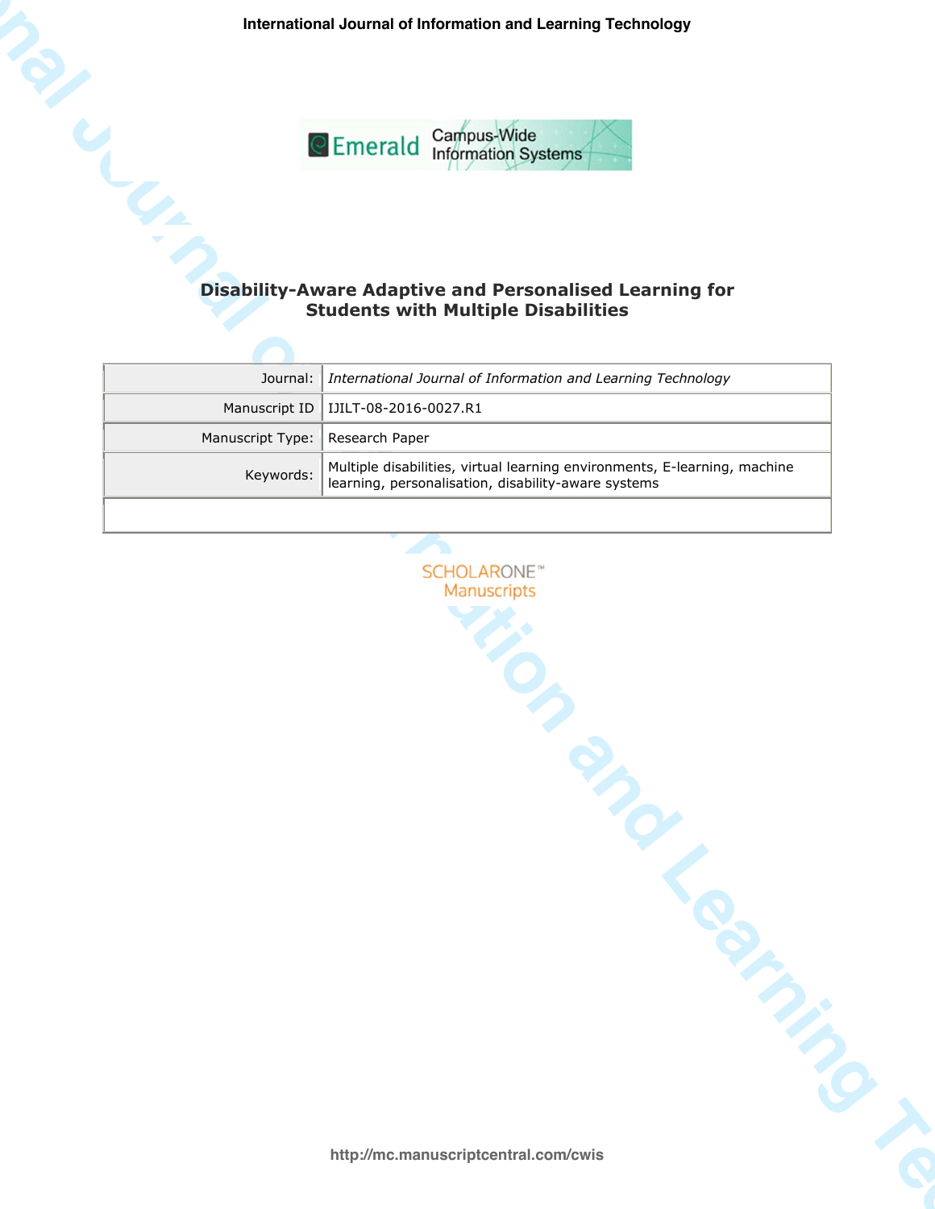# Disability-Aware Adaptive and Personalised Learning for Students with Multiple Disabilities

| | |
|---|---|
| Journal: | *International Journal of Information and Learning Technology* |
| Manuscript ID | IJILT-08-2016-0027.R1 |
| Manuscript Type: | Research Paper |
| Keywords: | Multiple disabilities, virtual learning environments, E-learning, machine learning, personalisation, disability-aware systems |

http://mc.manuscriptcentral.com/cwis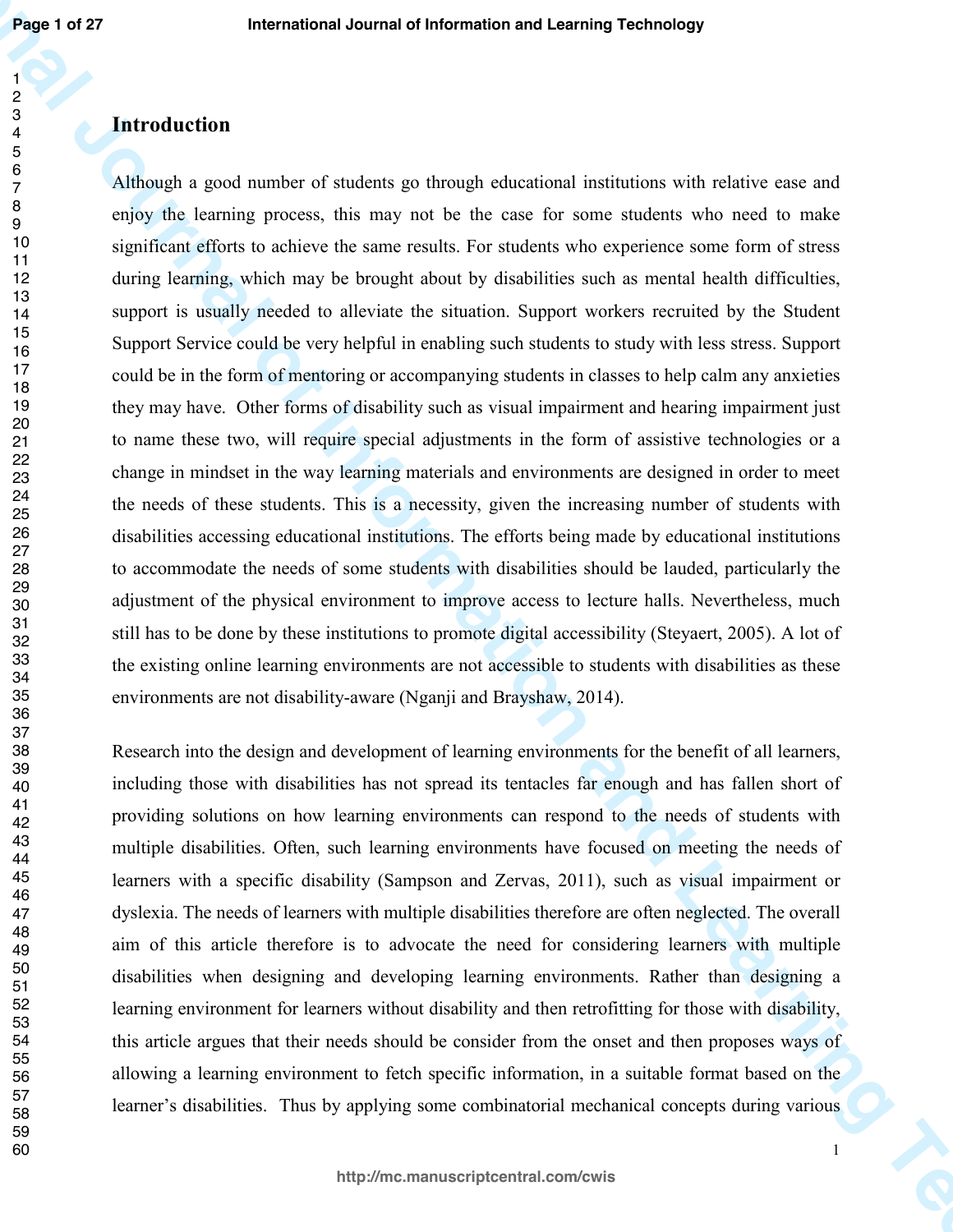## Introduction

Although a good number of students go through educational institutions with relative ease and enjoy the learning process, this may not be the case for some students who need to make significant efforts to achieve the same results. For students who experience some form of stress during learning, which may be brought about by disabilities such as mental health difficulties, support is usually needed to alleviate the situation. Support workers recruited by the Student Support Service could be very helpful in enabling such students to study with less stress. Support could be in the form of mentoring or accompanying students in classes to help calm any anxieties they may have. Other forms of disability such as visual impairment and hearing impairment just to name these two, will require special adjustments in the form of assistive technologies or a change in mindset in the way learning materials and environments are designed in order to meet the needs of these students. This is a necessity, given the increasing number of students with disabilities accessing educational institutions. The efforts being made by educational institutions to accommodate the needs of some students with disabilities should be lauded, particularly the adjustment of the physical environment to improve access to lecture halls. Nevertheless, much still has to be done by these institutions to promote digital accessibility (Steyaert, 2005). A lot of the existing online learning environments are not accessible to students with disabilities as these environments are not disability-aware (Nganji and Brayshaw, 2014).

Research into the design and development of learning environments for the benefit of all learners, including those with disabilities has not spread its tentacles far enough and has fallen short of providing solutions on how learning environments can respond to the needs of students with multiple disabilities. Often, such learning environments have focused on meeting the needs of learners with a specific disability (Sampson and Zervas, 2011), such as visual impairment or dyslexia. The needs of learners with multiple disabilities therefore are often neglected. The overall aim of this article therefore is to advocate the need for considering learners with multiple disabilities when designing and developing learning environments. Rather than designing a learning environment for learners without disability and then retrofitting for those with disability, this article argues that their needs should be consider from the onset and then proposes ways of allowing a learning environment to fetch specific information, in a suitable format based on the learner's disabilities. Thus by applying some combinatorial mechanical concepts during various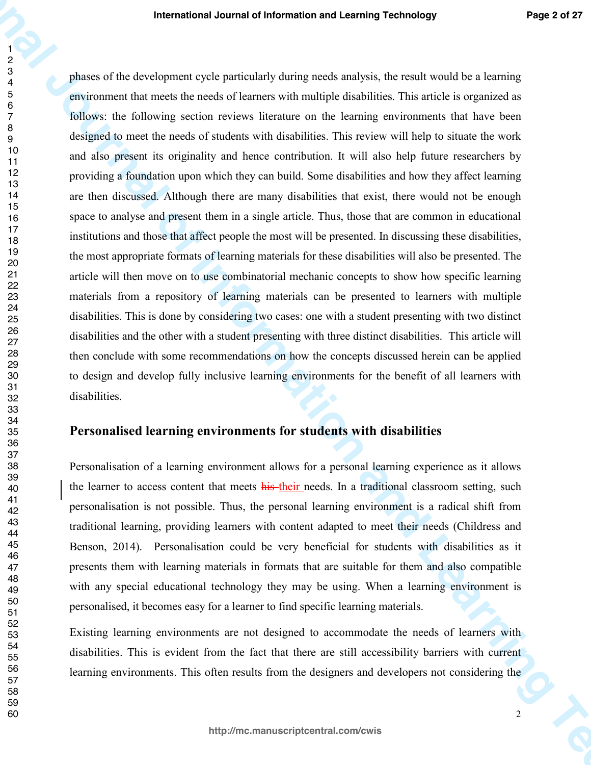phases of the development cycle particularly during needs analysis, the result would be a learning environment that meets the needs of learners with multiple disabilities. This article is organized as follows: the following section reviews literature on the learning environments that have been designed to meet the needs of students with disabilities. This review will help to situate the work and also present its originality and hence contribution. It will also help future researchers by providing a foundation upon which they can build. Some disabilities and how they affect learning are then discussed. Although there are many disabilities that exist, there would not be enough space to analyse and present them in a single article. Thus, those that are common in educational institutions and those that affect people the most will be presented. In discussing these disabilities, the most appropriate formats of learning materials for these disabilities will also be presented. The article will then move on to use combinatorial mechanic concepts to show how specific learning materials from a repository of learning materials can be presented to learners with multiple disabilities. This is done by considering two cases: one with a student presenting with two distinct disabilities and the other with a student presenting with three distinct disabilities. This article will then conclude with some recommendations on how the concepts discussed herein can be applied to design and develop fully inclusive learning environments for the benefit of all learners with disabilities.

## Personalised learning environments for students with disabilities

Personalisation of a learning environment allows for a personal learning experience as it allows the learner to access content that meets ~~his~~ their needs. In a traditional classroom setting, such personalisation is not possible. Thus, the personal learning environment is a radical shift from traditional learning, providing learners with content adapted to meet their needs (Childress and Benson, 2014). Personalisation could be very beneficial for students with disabilities as it presents them with learning materials in formats that are suitable for them and also compatible with any special educational technology they may be using. When a learning environment is personalised, it becomes easy for a learner to find specific learning materials.

Existing learning environments are not designed to accommodate the needs of learners with disabilities. This is evident from the fact that there are still accessibility barriers with current learning environments. This often results from the designers and developers not considering the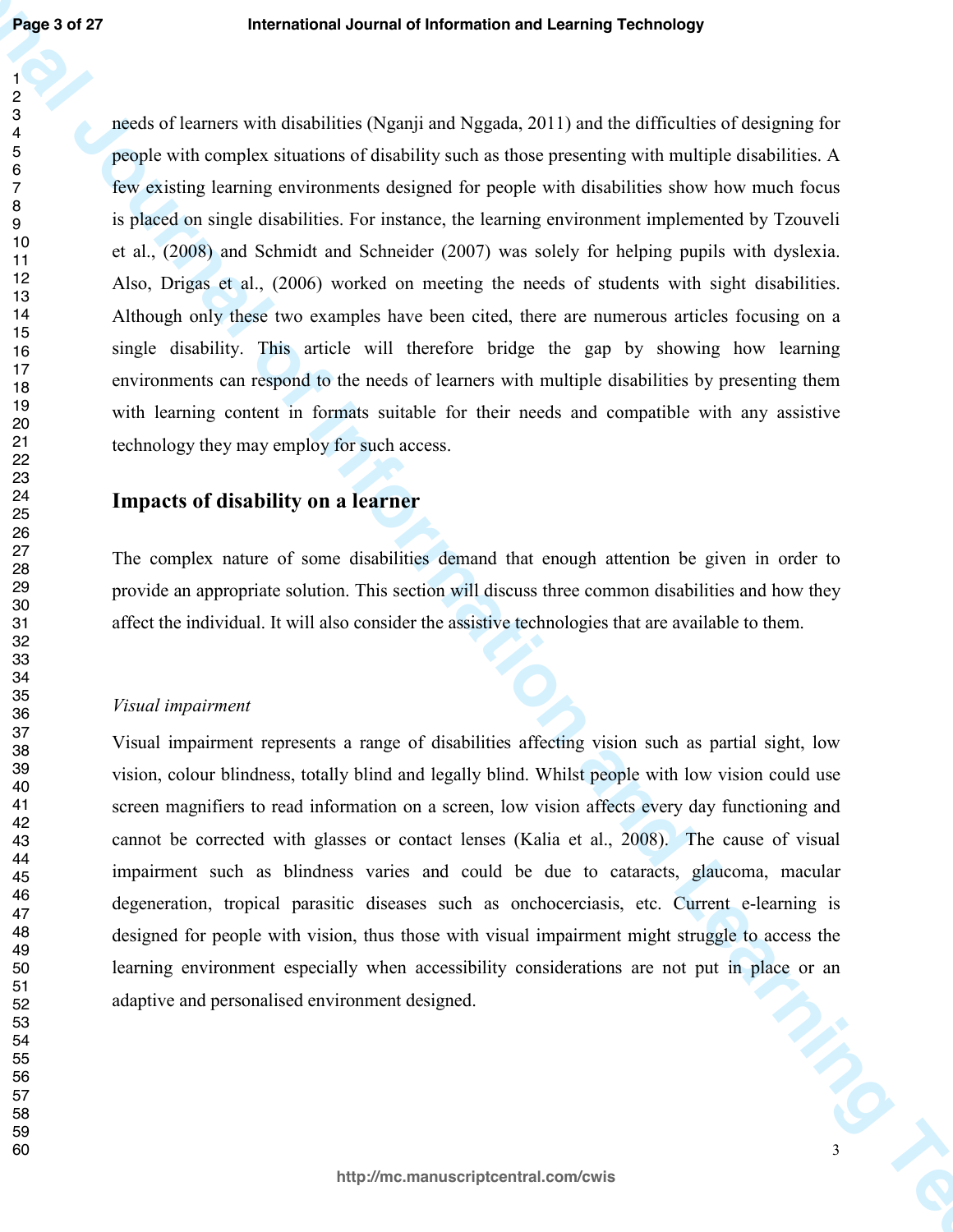needs of learners with disabilities (Nganji and Nggada, 2011) and the difficulties of designing for people with complex situations of disability such as those presenting with multiple disabilities. A few existing learning environments designed for people with disabilities show how much focus is placed on single disabilities. For instance, the learning environment implemented by Tzouveli et al., (2008) and Schmidt and Schneider (2007) was solely for helping pupils with dyslexia. Also, Drigas et al., (2006) worked on meeting the needs of students with sight disabilities. Although only these two examples have been cited, there are numerous articles focusing on a single disability. This article will therefore bridge the gap by showing how learning environments can respond to the needs of learners with multiple disabilities by presenting them with learning content in formats suitable for their needs and compatible with any assistive technology they may employ for such access.

## Impacts of disability on a learner

The complex nature of some disabilities demand that enough attention be given in order to provide an appropriate solution. This section will discuss three common disabilities and how they affect the individual. It will also consider the assistive technologies that are available to them.

### *Visual impairment*

Visual impairment represents a range of disabilities affecting vision such as partial sight, low vision, colour blindness, totally blind and legally blind. Whilst people with low vision could use screen magnifiers to read information on a screen, low vision affects every day functioning and cannot be corrected with glasses or contact lenses (Kalia et al., 2008). The cause of visual impairment such as blindness varies and could be due to cataracts, glaucoma, macular degeneration, tropical parasitic diseases such as onchocerciasis, etc. Current e-learning is designed for people with vision, thus those with visual impairment might struggle to access the learning environment especially when accessibility considerations are not put in place or an adaptive and personalised environment designed.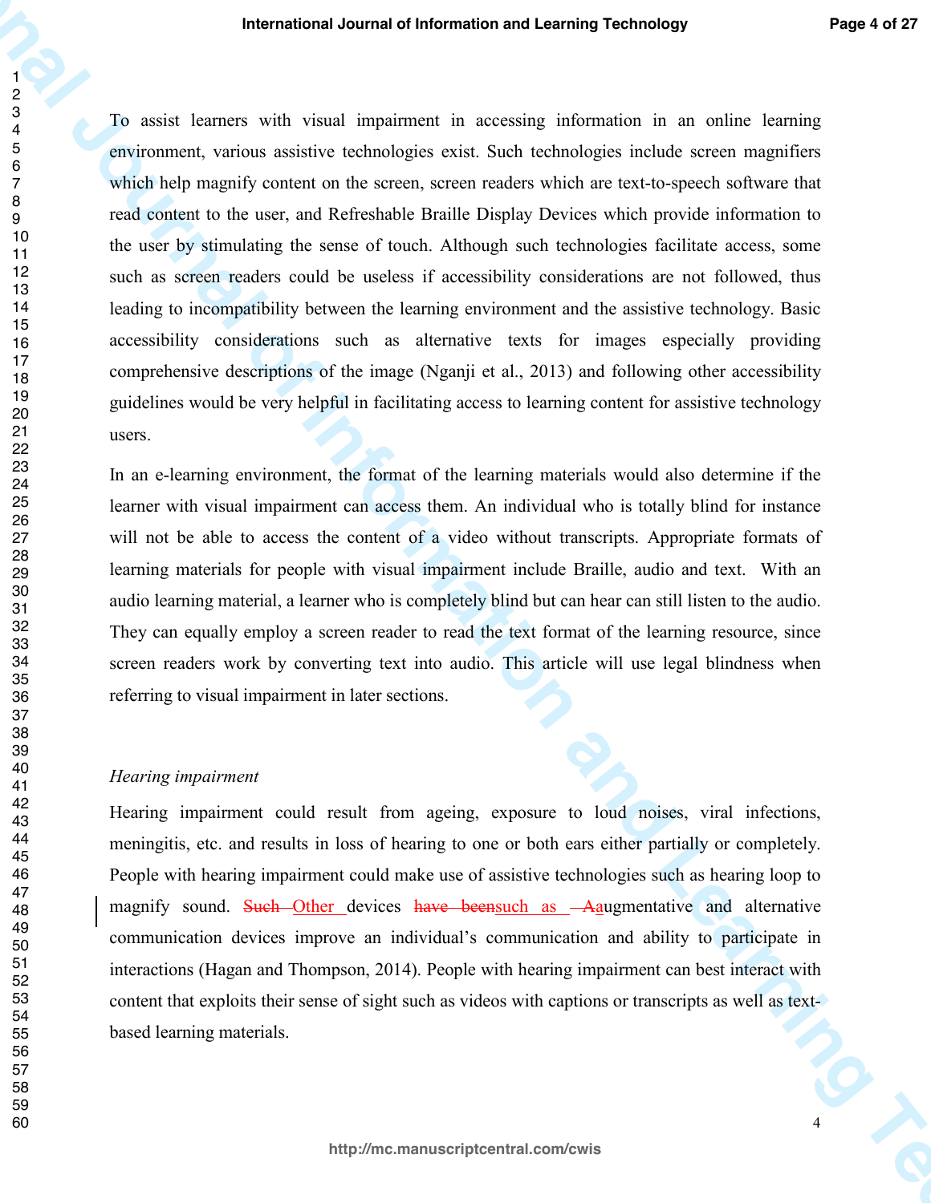To assist learners with visual impairment in accessing information in an online learning environment, various assistive technologies exist. Such technologies include screen magnifiers which help magnify content on the screen, screen readers which are text-to-speech software that read content to the user, and Refreshable Braille Display Devices which provide information to the user by stimulating the sense of touch. Although such technologies facilitate access, some such as screen readers could be useless if accessibility considerations are not followed, thus leading to incompatibility between the learning environment and the assistive technology. Basic accessibility considerations such as alternative texts for images especially providing comprehensive descriptions of the image (Nganji et al., 2013) and following other accessibility guidelines would be very helpful in facilitating access to learning content for assistive technology users.

In an e-learning environment, the format of the learning materials would also determine if the learner with visual impairment can access them. An individual who is totally blind for instance will not be able to access the content of a video without transcripts. Appropriate formats of learning materials for people with visual impairment include Braille, audio and text. With an audio learning material, a learner who is completely blind but can hear can still listen to the audio. They can equally employ a screen reader to read the text format of the learning resource, since screen readers work by converting text into audio. This article will use legal blindness when referring to visual impairment in later sections.

*Hearing impairment*

Hearing impairment could result from ageing, exposure to loud noises, viral infections, meningitis, etc. and results in loss of hearing to one or both ears either partially or completely. People with hearing impairment could make use of assistive technologies such as hearing loop to magnify sound. ~~Such~~ Other devices ~~have been~~such as ~~A~~augmentative and alternative communication devices improve an individual's communication and ability to participate in interactions (Hagan and Thompson, 2014). People with hearing impairment can best interact with content that exploits their sense of sight such as videos with captions or transcripts as well as text-based learning materials.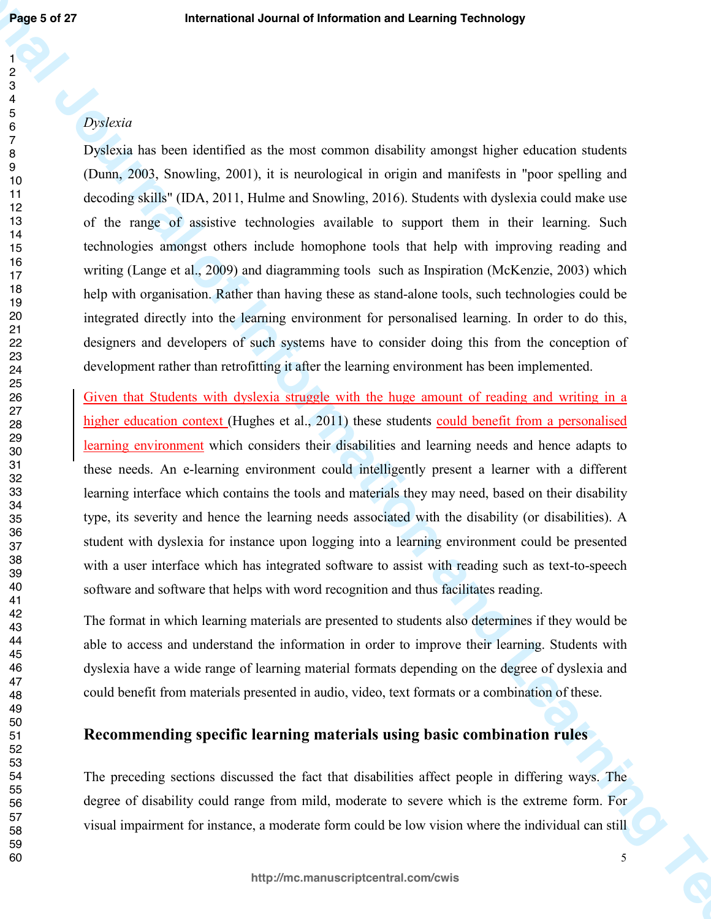*Dyslexia*

Dyslexia has been identified as the most common disability amongst higher education students (Dunn, 2003, Snowling, 2001), it is neurological in origin and manifests in "poor spelling and decoding skills" (IDA, 2011, Hulme and Snowling, 2016). Students with dyslexia could make use of the range of assistive technologies available to support them in their learning. Such technologies amongst others include homophone tools that help with improving reading and writing (Lange et al., 2009) and diagramming tools such as Inspiration (McKenzie, 2003) which help with organisation. Rather than having these as stand-alone tools, such technologies could be integrated directly into the learning environment for personalised learning. In order to do this, designers and developers of such systems have to consider doing this from the conception of development rather than retrofitting it after the learning environment has been implemented.

Given that Students with dyslexia struggle with the huge amount of reading and writing in a higher education context (Hughes et al., 2011) these students could benefit from a personalised learning environment which considers their disabilities and learning needs and hence adapts to these needs. An e-learning environment could intelligently present a learner with a different learning interface which contains the tools and materials they may need, based on their disability type, its severity and hence the learning needs associated with the disability (or disabilities). A student with dyslexia for instance upon logging into a learning environment could be presented with a user interface which has integrated software to assist with reading such as text-to-speech software and software that helps with word recognition and thus facilitates reading.

The format in which learning materials are presented to students also determines if they would be able to access and understand the information in order to improve their learning. Students with dyslexia have a wide range of learning material formats depending on the degree of dyslexia and could benefit from materials presented in audio, video, text formats or a combination of these.

## Recommending specific learning materials using basic combination rules

The preceding sections discussed the fact that disabilities affect people in differing ways. The degree of disability could range from mild, moderate to severe which is the extreme form. For visual impairment for instance, a moderate form could be low vision where the individual can still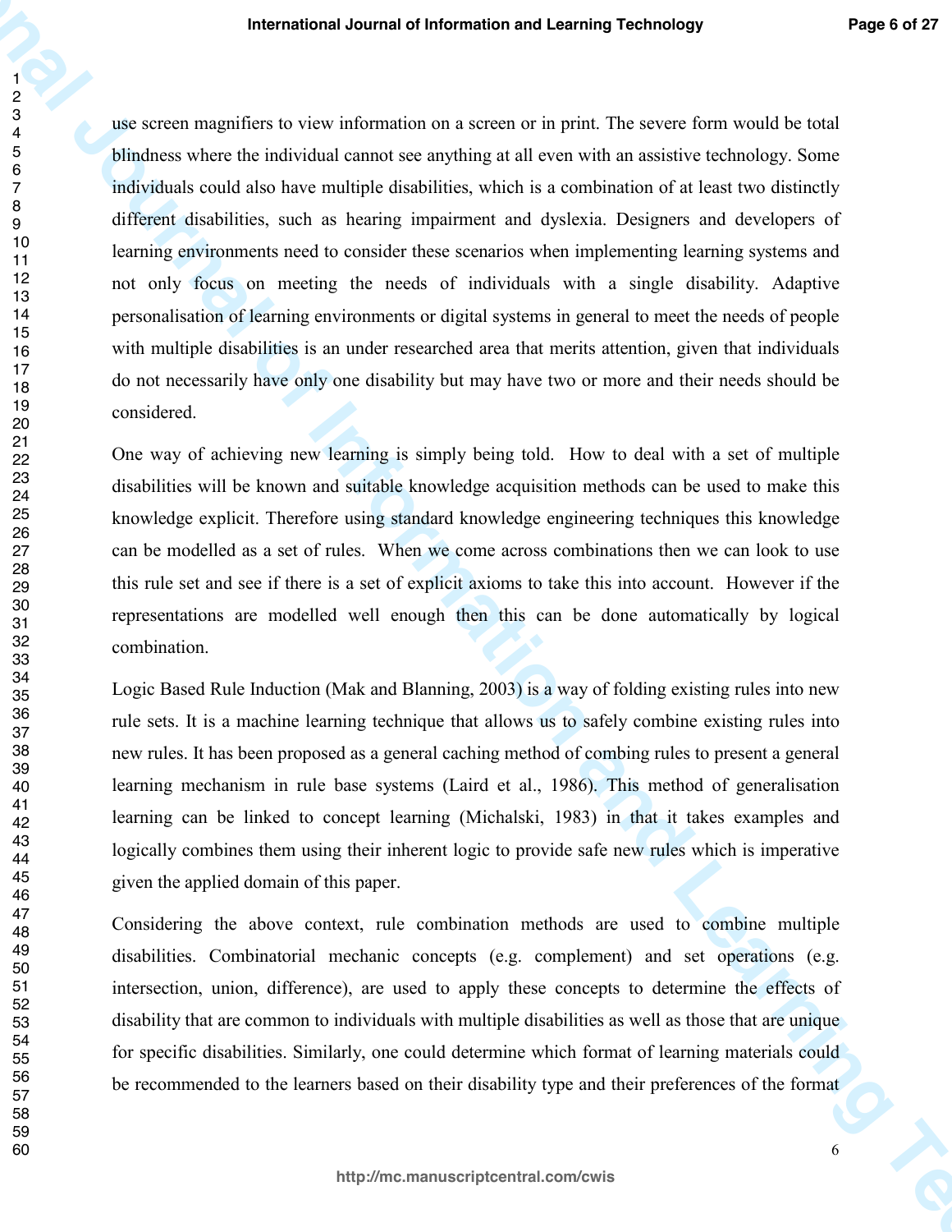use screen magnifiers to view information on a screen or in print. The severe form would be total blindness where the individual cannot see anything at all even with an assistive technology. Some individuals could also have multiple disabilities, which is a combination of at least two distinctly different disabilities, such as hearing impairment and dyslexia. Designers and developers of learning environments need to consider these scenarios when implementing learning systems and not only focus on meeting the needs of individuals with a single disability. Adaptive personalisation of learning environments or digital systems in general to meet the needs of people with multiple disabilities is an under researched area that merits attention, given that individuals do not necessarily have only one disability but may have two or more and their needs should be considered.

One way of achieving new learning is simply being told. How to deal with a set of multiple disabilities will be known and suitable knowledge acquisition methods can be used to make this knowledge explicit. Therefore using standard knowledge engineering techniques this knowledge can be modelled as a set of rules. When we come across combinations then we can look to use this rule set and see if there is a set of explicit axioms to take this into account. However if the representations are modelled well enough then this can be done automatically by logical combination.

Logic Based Rule Induction (Mak and Blanning, 2003) is a way of folding existing rules into new rule sets. It is a machine learning technique that allows us to safely combine existing rules into new rules. It has been proposed as a general caching method of combing rules to present a general learning mechanism in rule base systems (Laird et al., 1986). This method of generalisation learning can be linked to concept learning (Michalski, 1983) in that it takes examples and logically combines them using their inherent logic to provide safe new rules which is imperative given the applied domain of this paper.

Considering the above context, rule combination methods are used to combine multiple disabilities. Combinatorial mechanic concepts (e.g. complement) and set operations (e.g. intersection, union, difference), are used to apply these concepts to determine the effects of disability that are common to individuals with multiple disabilities as well as those that are unique for specific disabilities. Similarly, one could determine which format of learning materials could be recommended to the learners based on their disability type and their preferences of the format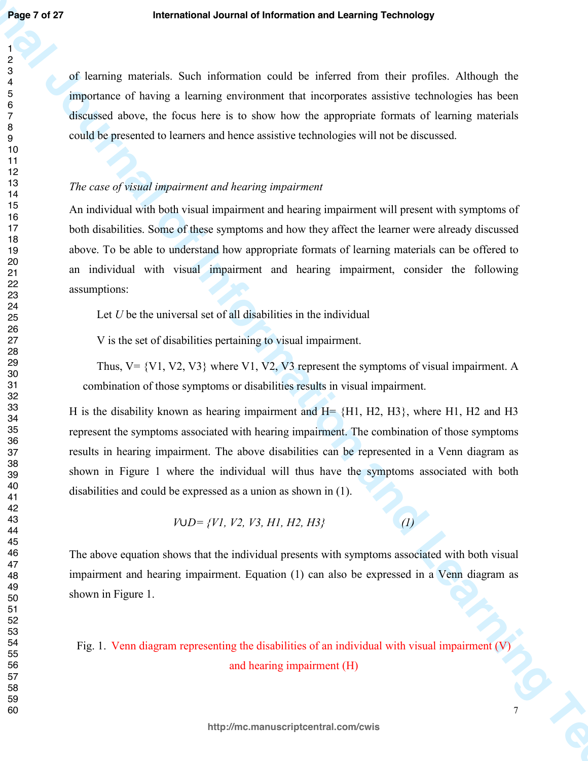of learning materials. Such information could be inferred from their profiles. Although the importance of having a learning environment that incorporates assistive technologies has been discussed above, the focus here is to show how the appropriate formats of learning materials could be presented to learners and hence assistive technologies will not be discussed.

*The case of visual impairment and hearing impairment*

An individual with both visual impairment and hearing impairment will present with symptoms of both disabilities. Some of these symptoms and how they affect the learner were already discussed above. To be able to understand how appropriate formats of learning materials can be offered to an individual with visual impairment and hearing impairment, consider the following assumptions:

Let *U* be the universal set of all disabilities in the individual

V is the set of disabilities pertaining to visual impairment.

Thus, V= {V1, V2, V3} where V1, V2, V3 represent the symptoms of visual impairment. A combination of those symptoms or disabilities results in visual impairment.

H is the disability known as hearing impairment and H= {H1, H2, H3}, where H1, H2 and H3 represent the symptoms associated with hearing impairment. The combination of those symptoms results in hearing impairment. The above disabilities can be represented in a Venn diagram as shown in Figure 1 where the individual will thus have the symptoms associated with both disabilities and could be expressed as a union as shown in (1).

$$V \cup D = \{V1, V2, V3, H1, H2, H3\} \quad (1)$$

The above equation shows that the individual presents with symptoms associated with both visual impairment and hearing impairment. Equation (1) can also be expressed in a Venn diagram as shown in Figure 1.

Fig. 1. Venn diagram representing the disabilities of an individual with visual impairment (V) and hearing impairment (H)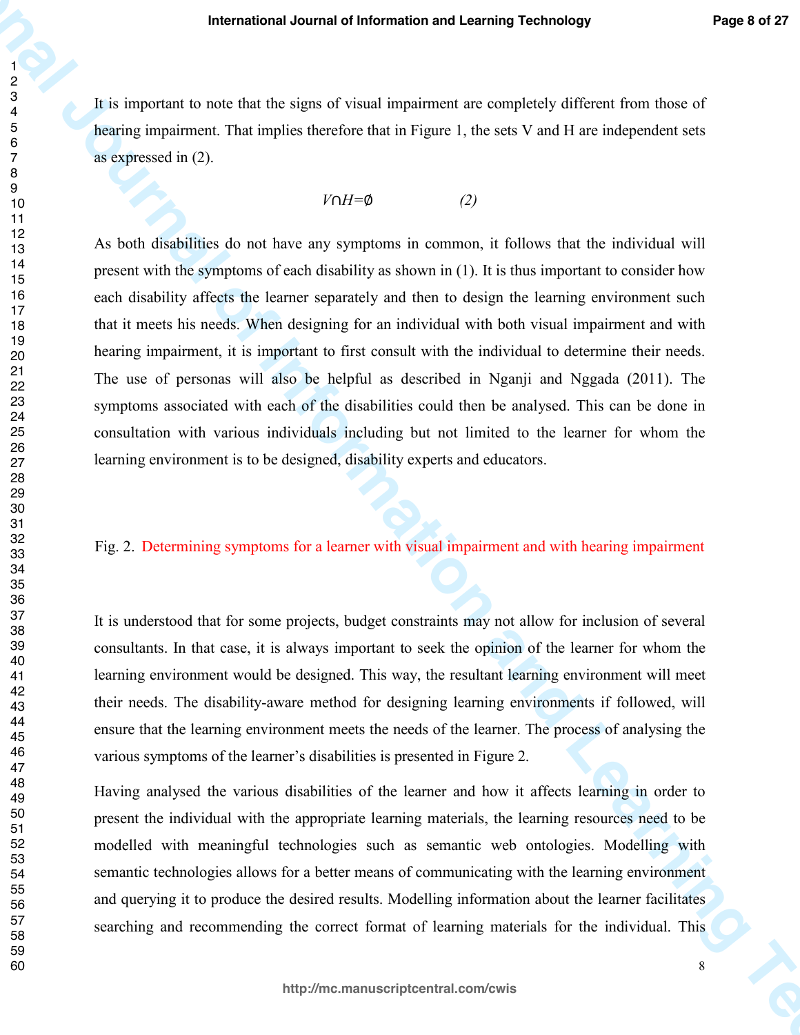It is important to note that the signs of visual impairment are completely different from those of hearing impairment. That implies therefore that in Figure 1, the sets V and H are independent sets as expressed in (2).

$$V \cap H = \emptyset \qquad (2)$$

As both disabilities do not have any symptoms in common, it follows that the individual will present with the symptoms of each disability as shown in (1). It is thus important to consider how each disability affects the learner separately and then to design the learning environment such that it meets his needs. When designing for an individual with both visual impairment and with hearing impairment, it is important to first consult with the individual to determine their needs. The use of personas will also be helpful as described in Nganji and Nggada (2011). The symptoms associated with each of the disabilities could then be analysed. This can be done in consultation with various individuals including but not limited to the learner for whom the learning environment is to be designed, disability experts and educators.

Fig. 2. Determining symptoms for a learner with visual impairment and with hearing impairment

It is understood that for some projects, budget constraints may not allow for inclusion of several consultants. In that case, it is always important to seek the opinion of the learner for whom the learning environment would be designed. This way, the resultant learning environment will meet their needs. The disability-aware method for designing learning environments if followed, will ensure that the learning environment meets the needs of the learner. The process of analysing the various symptoms of the learner's disabilities is presented in Figure 2.

Having analysed the various disabilities of the learner and how it affects learning in order to present the individual with the appropriate learning materials, the learning resources need to be modelled with meaningful technologies such as semantic web ontologies. Modelling with semantic technologies allows for a better means of communicating with the learning environment and querying it to produce the desired results. Modelling information about the learner facilitates searching and recommending the correct format of learning materials for the individual. This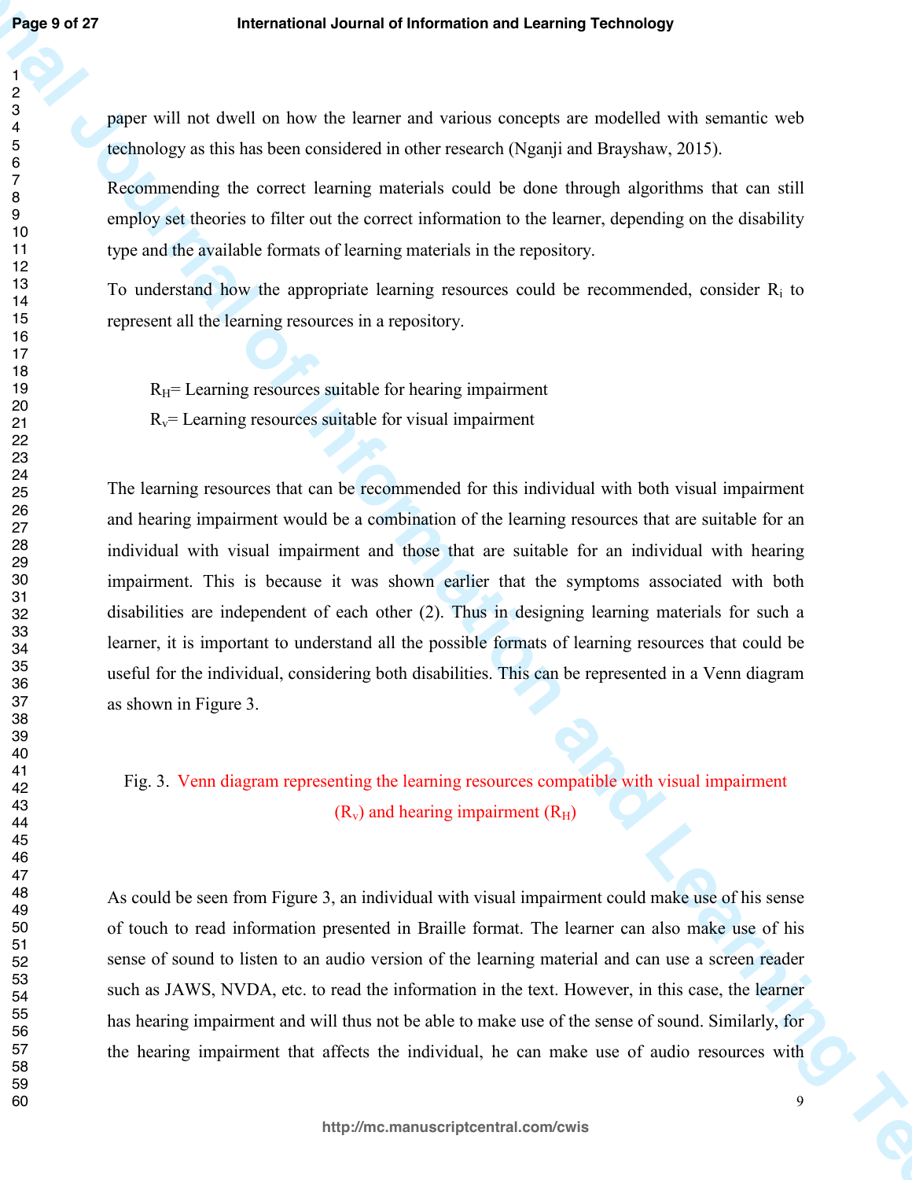paper will not dwell on how the learner and various concepts are modelled with semantic web technology as this has been considered in other research (Nganji and Brayshaw, 2015).

Recommending the correct learning materials could be done through algorithms that can still employ set theories to filter out the correct information to the learner, depending on the disability type and the available formats of learning materials in the repository.

To understand how the appropriate learning resources could be recommended, consider $R_i$ to represent all the learning resources in a repository.

$R_H$= Learning resources suitable for hearing impairment
$R_v$= Learning resources suitable for visual impairment

The learning resources that can be recommended for this individual with both visual impairment and hearing impairment would be a combination of the learning resources that are suitable for an individual with visual impairment and those that are suitable for an individual with hearing impairment. This is because it was shown earlier that the symptoms associated with both disabilities are independent of each other (2). Thus in designing learning materials for such a learner, it is important to understand all the possible formats of learning resources that could be useful for the individual, considering both disabilities. This can be represented in a Venn diagram as shown in Figure 3.

Fig. 3. Venn diagram representing the learning resources compatible with visual impairment ($R_v$) and hearing impairment ($R_H$)

As could be seen from Figure 3, an individual with visual impairment could make use of his sense of touch to read information presented in Braille format. The learner can also make use of his sense of sound to listen to an audio version of the learning material and can use a screen reader such as JAWS, NVDA, etc. to read the information in the text. However, in this case, the learner has hearing impairment and will thus not be able to make use of the sense of sound. Similarly, for the hearing impairment that affects the individual, he can make use of audio resources with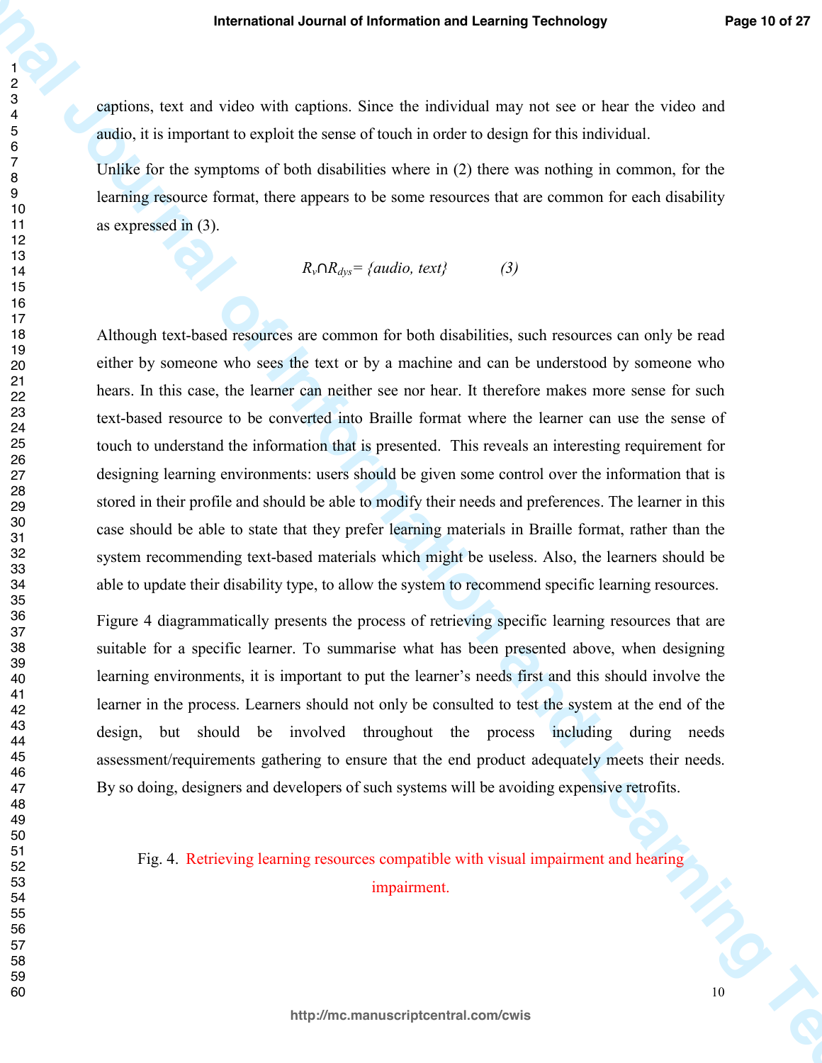captions, text and video with captions. Since the individual may not see or hear the video and audio, it is important to exploit the sense of touch in order to design for this individual.

Unlike for the symptoms of both disabilities where in (2) there was nothing in common, for the learning resource format, there appears to be some resources that are common for each disability as expressed in (3).

$$R_v \cap R_{dys} = \{audio, text\} \qquad (3)$$

Although text-based resources are common for both disabilities, such resources can only be read either by someone who sees the text or by a machine and can be understood by someone who hears. In this case, the learner can neither see nor hear. It therefore makes more sense for such text-based resource to be converted into Braille format where the learner can use the sense of touch to understand the information that is presented. This reveals an interesting requirement for designing learning environments: users should be given some control over the information that is stored in their profile and should be able to modify their needs and preferences. The learner in this case should be able to state that they prefer learning materials in Braille format, rather than the system recommending text-based materials which might be useless. Also, the learners should be able to update their disability type, to allow the system to recommend specific learning resources.

Figure 4 diagrammatically presents the process of retrieving specific learning resources that are suitable for a specific learner. To summarise what has been presented above, when designing learning environments, it is important to put the learner's needs first and this should involve the learner in the process. Learners should not only be consulted to test the system at the end of the design, but should be involved throughout the process including during needs assessment/requirements gathering to ensure that the end product adequately meets their needs. By so doing, designers and developers of such systems will be avoiding expensive retrofits.

Fig. 4. Retrieving learning resources compatible with visual impairment and hearing impairment.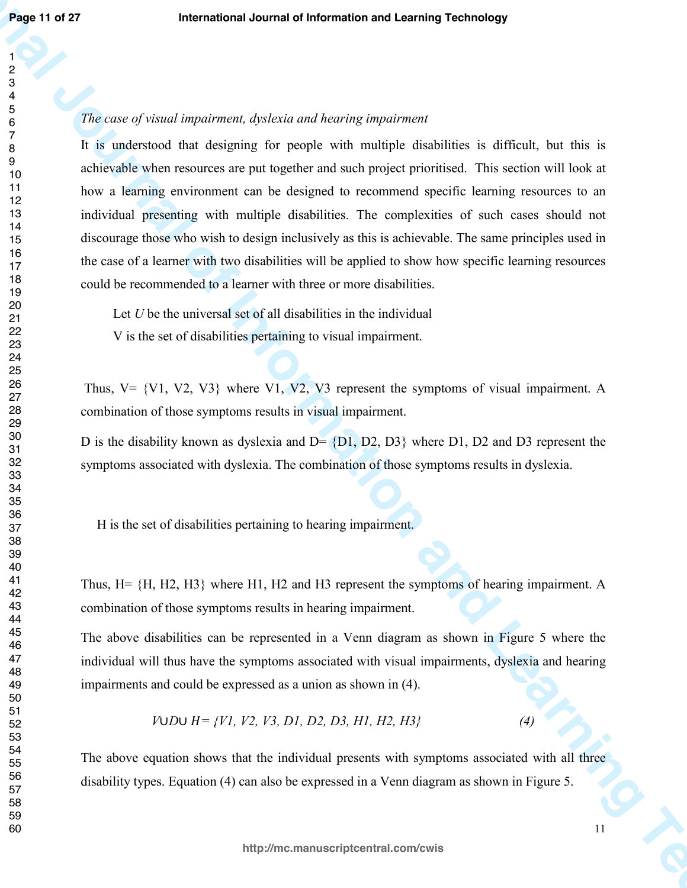*The case of visual impairment, dyslexia and hearing impairment*

It is understood that designing for people with multiple disabilities is difficult, but this is achievable when resources are put together and such project prioritised. This section will look at how a learning environment can be designed to recommend specific learning resources to an individual presenting with multiple disabilities. The complexities of such cases should not discourage those who wish to design inclusively as this is achievable. The same principles used in the case of a learner with two disabilities will be applied to show how specific learning resources could be recommended to a learner with three or more disabilities.

Let *U* be the universal set of all disabilities in the individual

V is the set of disabilities pertaining to visual impairment.

Thus, V= {V1, V2, V3} where V1, V2, V3 represent the symptoms of visual impairment. A combination of those symptoms results in visual impairment.

D is the disability known as dyslexia and D= {D1, D2, D3} where D1, D2 and D3 represent the symptoms associated with dyslexia. The combination of those symptoms results in dyslexia.

H is the set of disabilities pertaining to hearing impairment.

Thus, H= {H, H2, H3} where H1, H2 and H3 represent the symptoms of hearing impairment. A combination of those symptoms results in hearing impairment.

The above disabilities can be represented in a Venn diagram as shown in Figure 5 where the individual will thus have the symptoms associated with visual impairments, dyslexia and hearing impairments and could be expressed as a union as shown in (4).

$$V \cup D \cup H = \{V1, V2, V3, D1, D2, D3, H1, H2, H3\} \qquad (4)$$

The above equation shows that the individual presents with symptoms associated with all three disability types. Equation (4) can also be expressed in a Venn diagram as shown in Figure 5.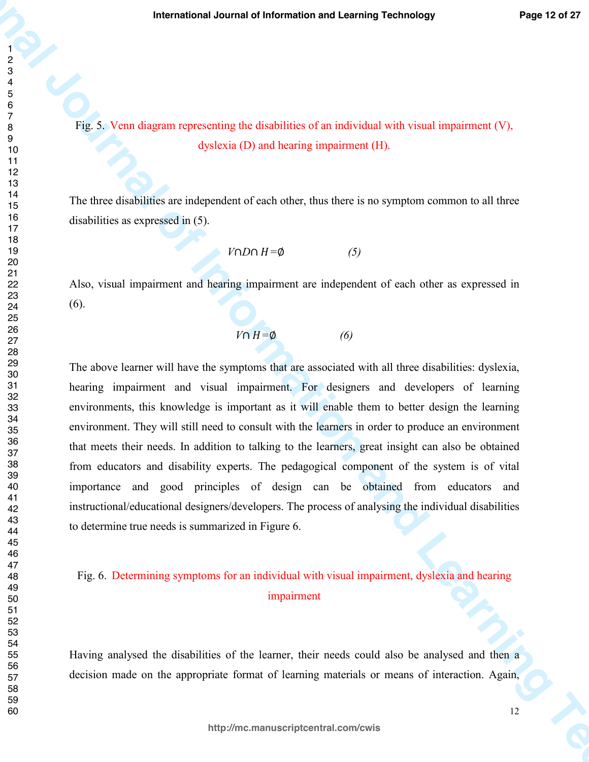Fig. 5. Venn diagram representing the disabilities of an individual with visual impairment (V), dyslexia (D) and hearing impairment (H).

The three disabilities are independent of each other, thus there is no symptom common to all three disabilities as expressed in (5).

$$V \cap D \cap H = \emptyset \qquad (5)$$

Also, visual impairment and hearing impairment are independent of each other as expressed in (6).

$$V \cap H = \emptyset \qquad (6)$$

The above learner will have the symptoms that are associated with all three disabilities: dyslexia, hearing impairment and visual impairment. For designers and developers of learning environments, this knowledge is important as it will enable them to better design the learning environment. They will still need to consult with the learners in order to produce an environment that meets their needs. In addition to talking to the learners, great insight can also be obtained from educators and disability experts. The pedagogical component of the system is of vital importance and good principles of design can be obtained from educators and instructional/educational designers/developers. The process of analysing the individual disabilities to determine true needs is summarized in Figure 6.

Fig. 6. Determining symptoms for an individual with visual impairment, dyslexia and hearing impairment

Having analysed the disabilities of the learner, their needs could also be analysed and then a decision made on the appropriate format of learning materials or means of interaction. Again,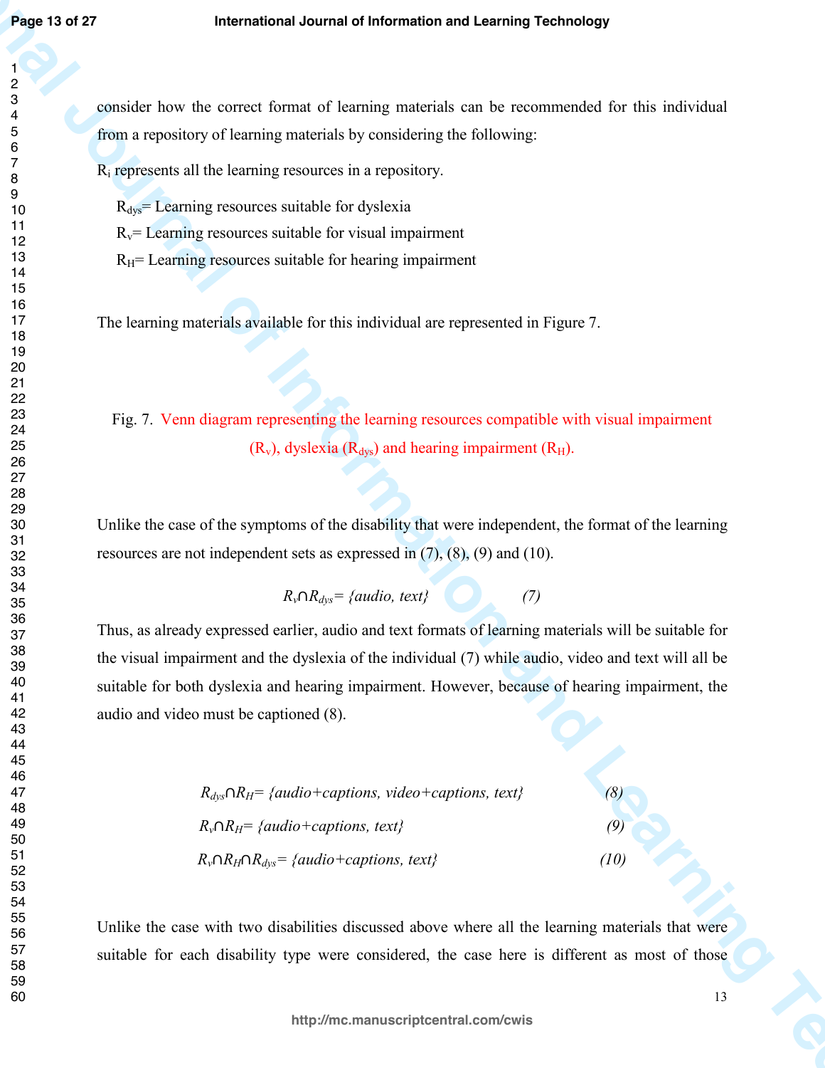consider how the correct format of learning materials can be recommended for this individual from a repository of learning materials by considering the following:

$R_i$ represents all the learning resources in a repository.

$R_{dys}$= Learning resources suitable for dyslexia
$R_v$= Learning resources suitable for visual impairment
$R_H$= Learning resources suitable for hearing impairment

The learning materials available for this individual are represented in Figure 7.

Fig. 7. Venn diagram representing the learning resources compatible with visual impairment ($R_v$), dyslexia ($R_{dys}$) and hearing impairment ($R_H$).

Unlike the case of the symptoms of the disability that were independent, the format of the learning resources are not independent sets as expressed in (7), (8), (9) and (10).

$$R_v \cap R_{dys} = \{audio, text\} \quad (7)$$

Thus, as already expressed earlier, audio and text formats of learning materials will be suitable for the visual impairment and the dyslexia of the individual (7) while audio, video and text will all be suitable for both dyslexia and hearing impairment. However, because of hearing impairment, the audio and video must be captioned (8).

$$R_{dys} \cap R_H = \{audio+captions, video+captions, text\} \quad (8)$$

$$R_v \cap R_H = \{audio+captions, text\} \quad (9)$$

$$R_v \cap R_H \cap R_{dys} = \{audio+captions, text\} \quad (10)$$

Unlike the case with two disabilities discussed above where all the learning materials that were suitable for each disability type were considered, the case here is different as most of those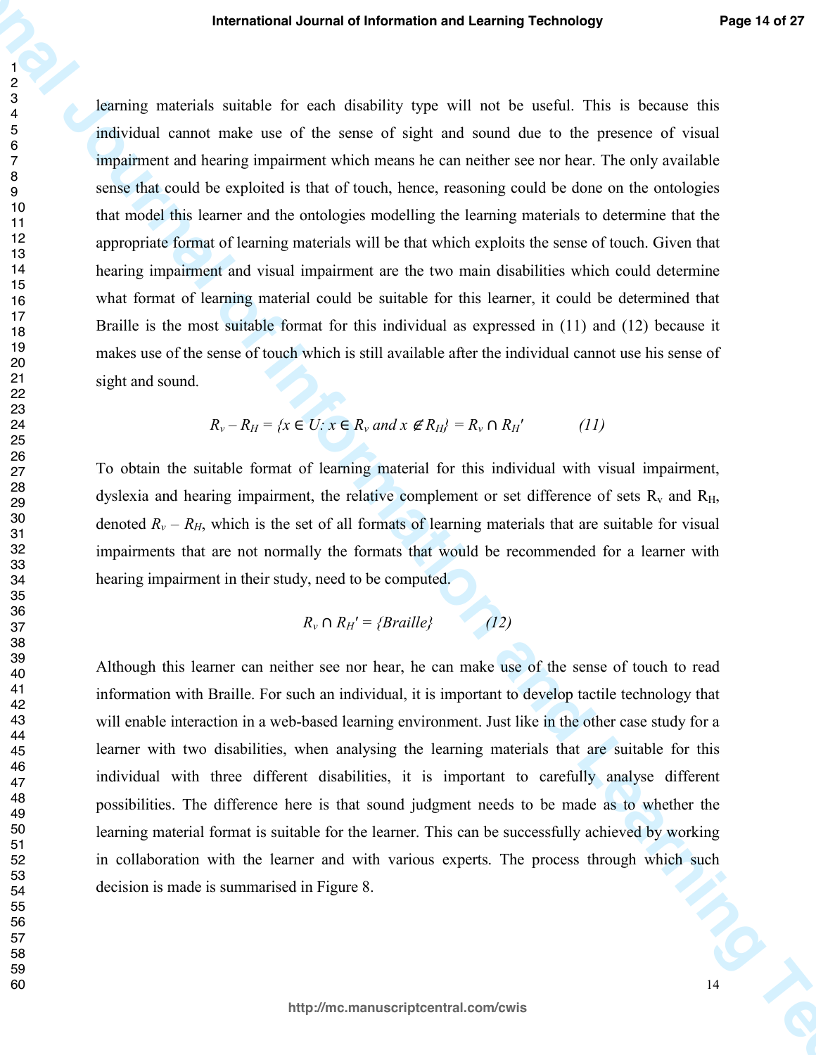learning materials suitable for each disability type will not be useful. This is because this individual cannot make use of the sense of sight and sound due to the presence of visual impairment and hearing impairment which means he can neither see nor hear. The only available sense that could be exploited is that of touch, hence, reasoning could be done on the ontologies that model this learner and the ontologies modelling the learning materials to determine that the appropriate format of learning materials will be that which exploits the sense of touch. Given that hearing impairment and visual impairment are the two main disabilities which could determine what format of learning material could be suitable for this learner, it could be determined that Braille is the most suitable format for this individual as expressed in (11) and (12) because it makes use of the sense of touch which is still available after the individual cannot use his sense of sight and sound.

$$R_v - R_H = \{x \in U: x \in R_v \text{ and } x \notin R_H\} = R_v \cap R_H' \qquad (11)$$

To obtain the suitable format of learning material for this individual with visual impairment, dyslexia and hearing impairment, the relative complement or set difference of sets $R_v$ and $R_H$, denoted $R_v - R_H$, which is the set of all formats of learning materials that are suitable for visual impairments that are not normally the formats that would be recommended for a learner with hearing impairment in their study, need to be computed.

$$R_v \cap R_H' = \{Braille\} \qquad (12)$$

Although this learner can neither see nor hear, he can make use of the sense of touch to read information with Braille. For such an individual, it is important to develop tactile technology that will enable interaction in a web-based learning environment. Just like in the other case study for a learner with two disabilities, when analysing the learning materials that are suitable for this individual with three different disabilities, it is important to carefully analyse different possibilities. The difference here is that sound judgment needs to be made as to whether the learning material format is suitable for the learner. This can be successfully achieved by working in collaboration with the learner and with various experts. The process through which such decision is made is summarised in Figure 8.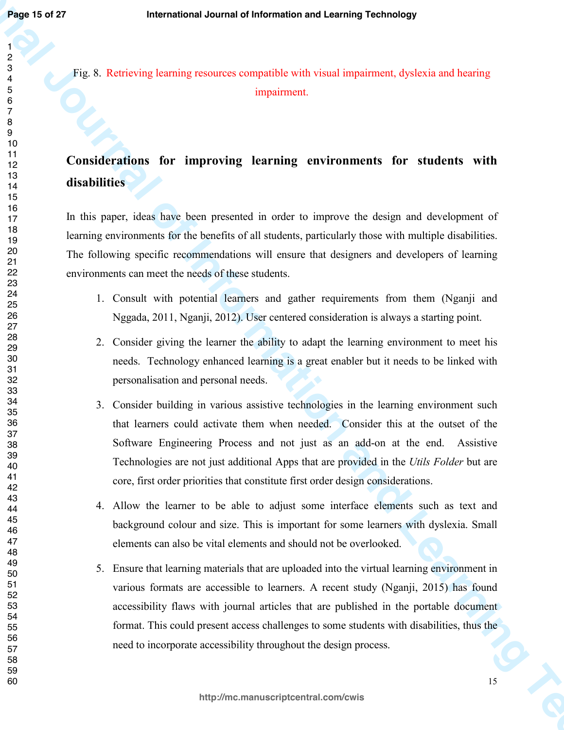Fig. 8. Retrieving learning resources compatible with visual impairment, dyslexia and hearing impairment.

## Considerations for improving learning environments for students with disabilities

In this paper, ideas have been presented in order to improve the design and development of learning environments for the benefits of all students, particularly those with multiple disabilities. The following specific recommendations will ensure that designers and developers of learning environments can meet the needs of these students.

1. Consult with potential learners and gather requirements from them (Nganji and Nggada, 2011, Nganji, 2012). User centered consideration is always a starting point.
2. Consider giving the learner the ability to adapt the learning environment to meet his needs. Technology enhanced learning is a great enabler but it needs to be linked with personalisation and personal needs.
3. Consider building in various assistive technologies in the learning environment such that learners could activate them when needed. Consider this at the outset of the Software Engineering Process and not just as an add-on at the end. Assistive Technologies are not just additional Apps that are provided in the *Utils Folder* but are core, first order priorities that constitute first order design considerations.
4. Allow the learner to be able to adjust some interface elements such as text and background colour and size. This is important for some learners with dyslexia. Small elements can also be vital elements and should not be overlooked.
5. Ensure that learning materials that are uploaded into the virtual learning environment in various formats are accessible to learners. A recent study (Nganji, 2015) has found accessibility flaws with journal articles that are published in the portable document format. This could present access challenges to some students with disabilities, thus the need to incorporate accessibility throughout the design process.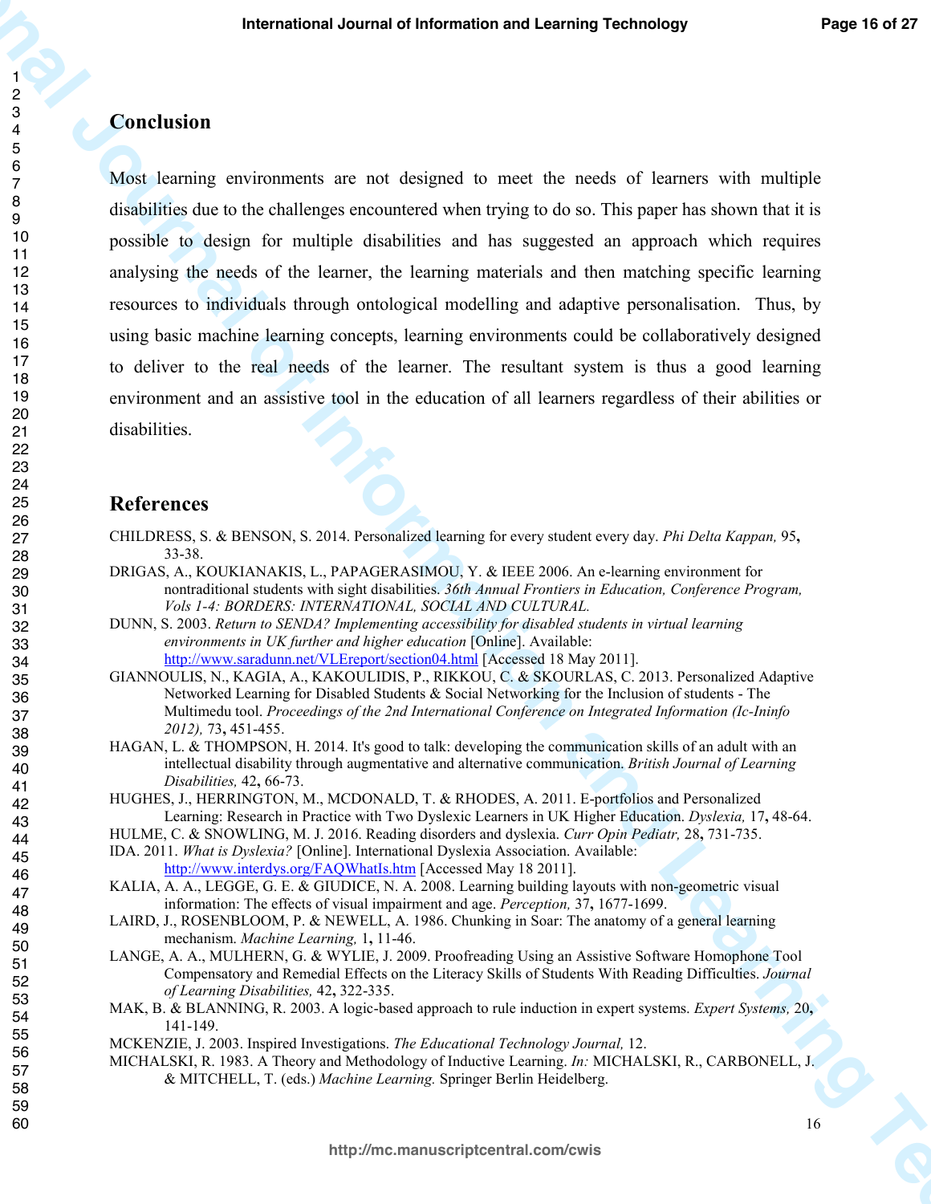## Conclusion

Most learning environments are not designed to meet the needs of learners with multiple disabilities due to the challenges encountered when trying to do so. This paper has shown that it is possible to design for multiple disabilities and has suggested an approach which requires analysing the needs of the learner, the learning materials and then matching specific learning resources to individuals through ontological modelling and adaptive personalisation. Thus, by using basic machine learning concepts, learning environments could be collaboratively designed to deliver to the real needs of the learner. The resultant system is thus a good learning environment and an assistive tool in the education of all learners regardless of their abilities or disabilities.

## References

CHILDRESS, S. & BENSON, S. 2014. Personalized learning for every student every day. *Phi Delta Kappan,* 95**,** 33-38.

DRIGAS, A., KOUKIANAKIS, L., PAPAGERASIMOU, Y. & IEEE 2006. An e-learning environment for nontraditional students with sight disabilities. *36th Annual Frontiers in Education, Conference Program, Vols 1-4: BORDERS: INTERNATIONAL, SOCIAL AND CULTURAL.*

DUNN, S. 2003. *Return to SENDA? Implementing accessibility for disabled students in virtual learning environments in UK further and higher education* [Online]. Available: http://www.saradunn.net/VLEreport/section04.html [Accessed 18 May 2011].

GIANNOULIS, N., KAGIA, A., KAKOULIDIS, P., RIKKOU, C. & SKOURLAS, C. 2013. Personalized Adaptive Networked Learning for Disabled Students & Social Networking for the Inclusion of students - The Multimedu tool. *Proceedings of the 2nd International Conference on Integrated Information (Ic-Ininfo 2012),* 73**,** 451-455.

HAGAN, L. & THOMPSON, H. 2014. It's good to talk: developing the communication skills of an adult with an intellectual disability through augmentative and alternative communication. *British Journal of Learning Disabilities,* 42**,** 66-73.

HUGHES, J., HERRINGTON, M., MCDONALD, T. & RHODES, A. 2011. E-portfolios and Personalized Learning: Research in Practice with Two Dyslexic Learners in UK Higher Education. *Dyslexia,* 17**,** 48-64.

HULME, C. & SNOWLING, M. J. 2016. Reading disorders and dyslexia. *Curr Opin Pediatr,* 28**,** 731-735.

IDA. 2011. *What is Dyslexia?* [Online]. International Dyslexia Association. Available: http://www.interdys.org/FAQWhatIs.htm [Accessed May 18 2011].

KALIA, A. A., LEGGE, G. E. & GIUDICE, N. A. 2008. Learning building layouts with non-geometric visual information: The effects of visual impairment and age. *Perception,* 37**,** 1677-1699.

LAIRD, J., ROSENBLOOM, P. & NEWELL, A. 1986. Chunking in Soar: The anatomy of a general learning mechanism. *Machine Learning,* 1**,** 11-46.

LANGE, A. A., MULHERN, G. & WYLIE, J. 2009. Proofreading Using an Assistive Software Homophone Tool Compensatory and Remedial Effects on the Literacy Skills of Students With Reading Difficulties. *Journal of Learning Disabilities,* 42**,** 322-335.

MAK, B. & BLANNING, R. 2003. A logic-based approach to rule induction in expert systems. *Expert Systems,* 20**,** 141-149.

MCKENZIE, J. 2003. Inspired Investigations. *The Educational Technology Journal,* 12.

MICHALSKI, R. 1983. A Theory and Methodology of Inductive Learning. *In:* MICHALSKI, R., CARBONELL, J. & MITCHELL, T. (eds.) *Machine Learning.* Springer Berlin Heidelberg.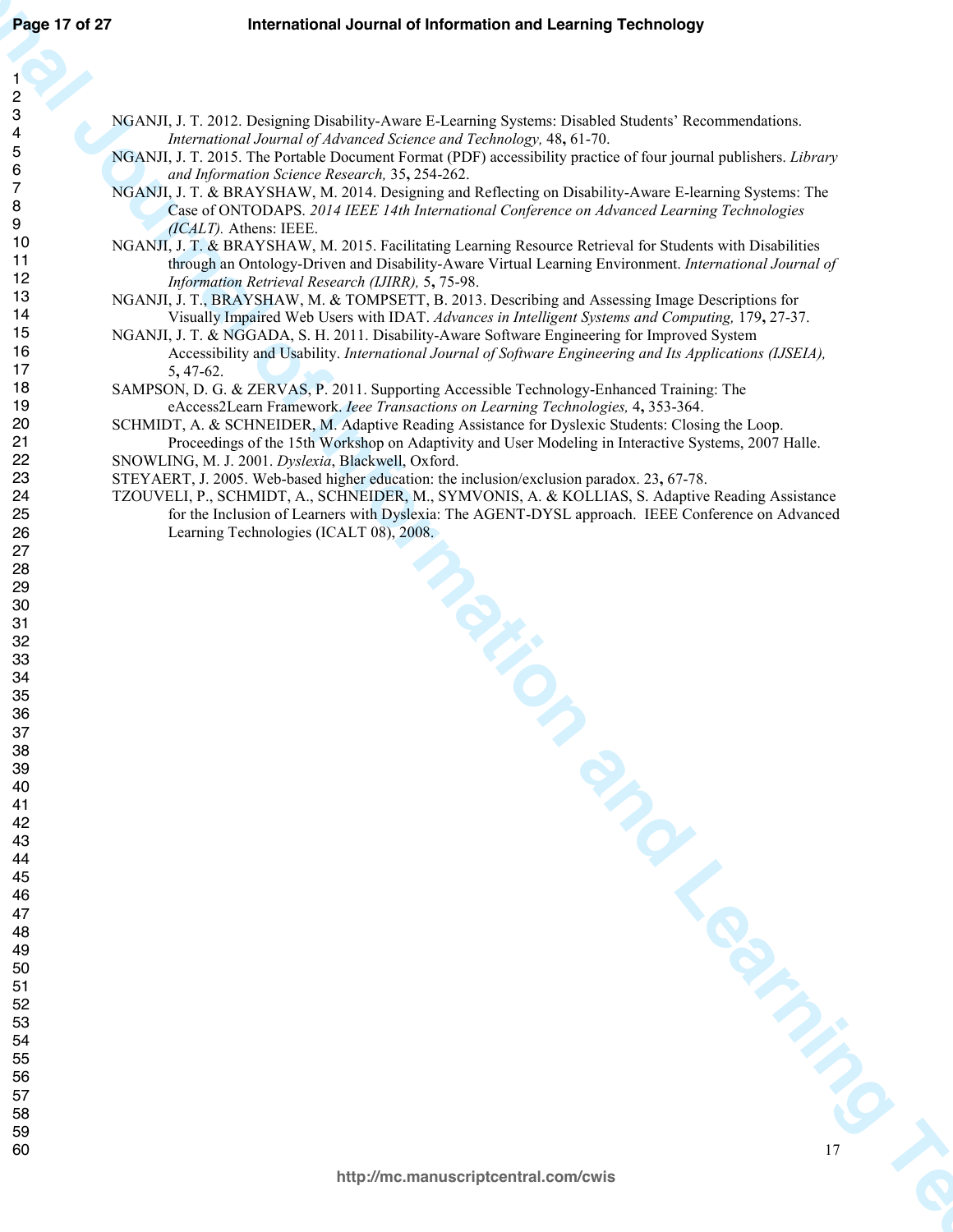NGANJI, J. T. 2012. Designing Disability-Aware E-Learning Systems: Disabled Students' Recommendations. *International Journal of Advanced Science and Technology,* 48**,** 61-70.

NGANJI, J. T. 2015. The Portable Document Format (PDF) accessibility practice of four journal publishers. *Library and Information Science Research,* 35**,** 254-262.

NGANJI, J. T. & BRAYSHAW, M. 2014. Designing and Reflecting on Disability-Aware E-learning Systems: The Case of ONTODAPS. *2014 IEEE 14th International Conference on Advanced Learning Technologies (ICALT).* Athens: IEEE.

NGANJI, J. T. & BRAYSHAW, M. 2015. Facilitating Learning Resource Retrieval for Students with Disabilities through an Ontology-Driven and Disability-Aware Virtual Learning Environment. *International Journal of Information Retrieval Research (IJIRR),* 5**,** 75-98.

NGANJI, J. T., BRAYSHAW, M. & TOMPSETT, B. 2013. Describing and Assessing Image Descriptions for Visually Impaired Web Users with IDAT. *Advances in Intelligent Systems and Computing,* 179**,** 27-37.

NGANJI, J. T. & NGGADA, S. H. 2011. Disability-Aware Software Engineering for Improved System Accessibility and Usability. *International Journal of Software Engineering and Its Applications (IJSEIA),* 5**,** 47-62.

SAMPSON, D. G. & ZERVAS, P. 2011. Supporting Accessible Technology-Enhanced Training: The eAccess2Learn Framework. *Ieee Transactions on Learning Technologies,* 4**,** 353-364.

SCHMIDT, A. & SCHNEIDER, M. Adaptive Reading Assistance for Dyslexic Students: Closing the Loop. Proceedings of the 15th Workshop on Adaptivity and User Modeling in Interactive Systems, 2007 Halle.

SNOWLING, M. J. 2001. *Dyslexia*, Blackwell, Oxford.

STEYAERT, J. 2005. Web-based higher education: the inclusion/exclusion paradox. 23**,** 67-78.

TZOUVELI, P., SCHMIDT, A., SCHNEIDER, M., SYMVONIS, A. & KOLLIAS, S. Adaptive Reading Assistance for the Inclusion of Learners with Dyslexia: The AGENT-DYSL approach. IEEE Conference on Advanced Learning Technologies (ICALT 08), 2008.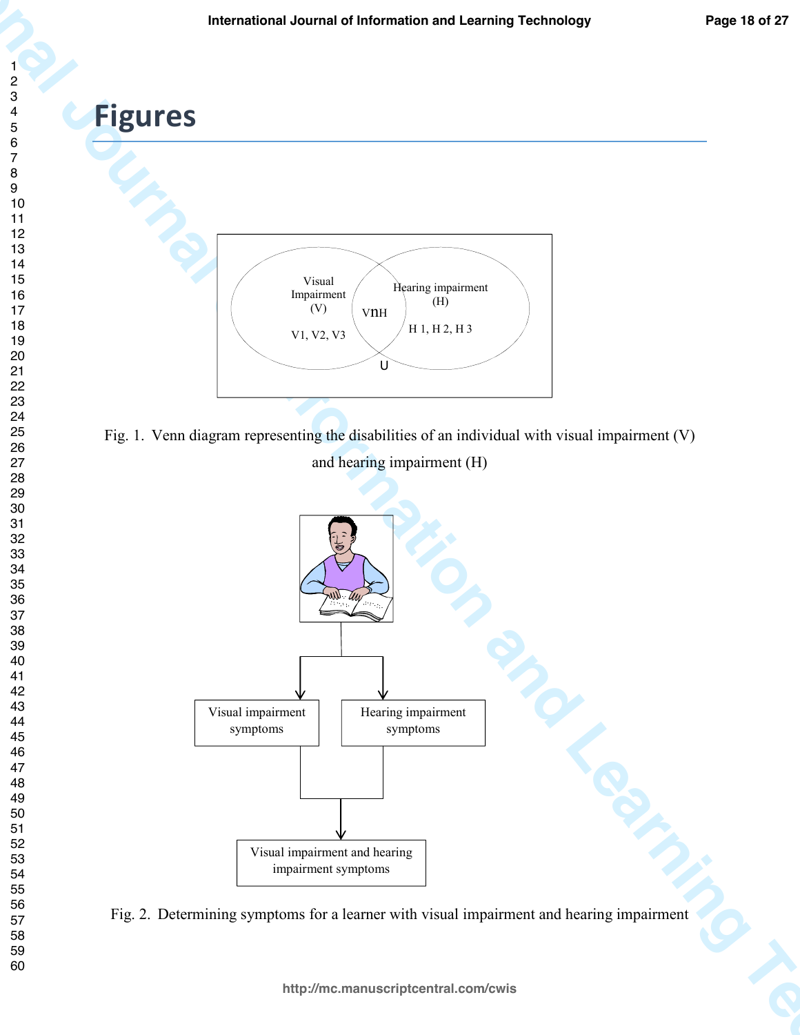# Figures

Fig. 1. Venn diagram representing the disabilities of an individual with visual impairment (V) and hearing impairment (H)

Fig. 2. Determining symptoms for a learner with visual impairment and hearing impairment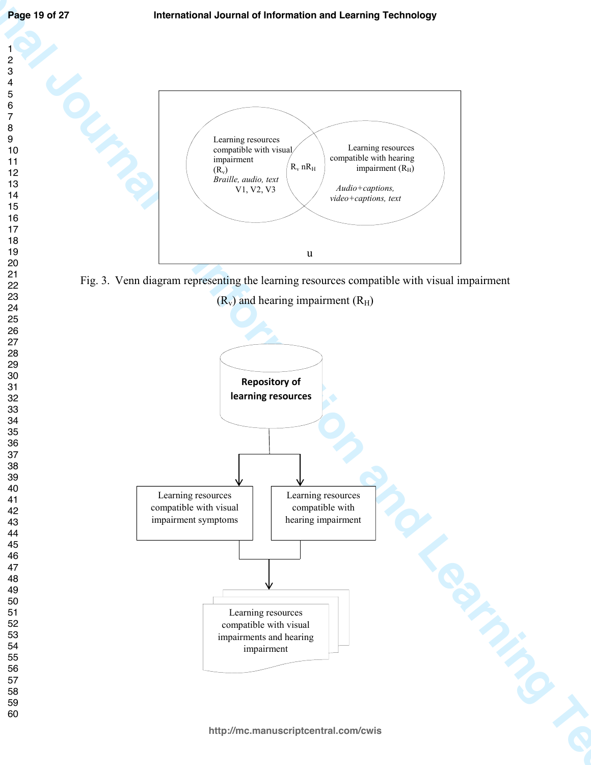Learning resources compatible with visual impairment ($R_v$) *Braille, audio, text* V1, V2, V3

$R_v \cap R_H$

Learning resources compatible with hearing impairment ($R_H$) *Audio+captions, video+captions, text*

u

Fig. 3. Venn diagram representing the learning resources compatible with visual impairment ($R_v$) and hearing impairment ($R_H$)

**Repository of learning resources**

Learning resources compatible with visual impairment symptoms

Learning resources compatible with hearing impairment

Learning resources compatible with visual impairments and hearing impairment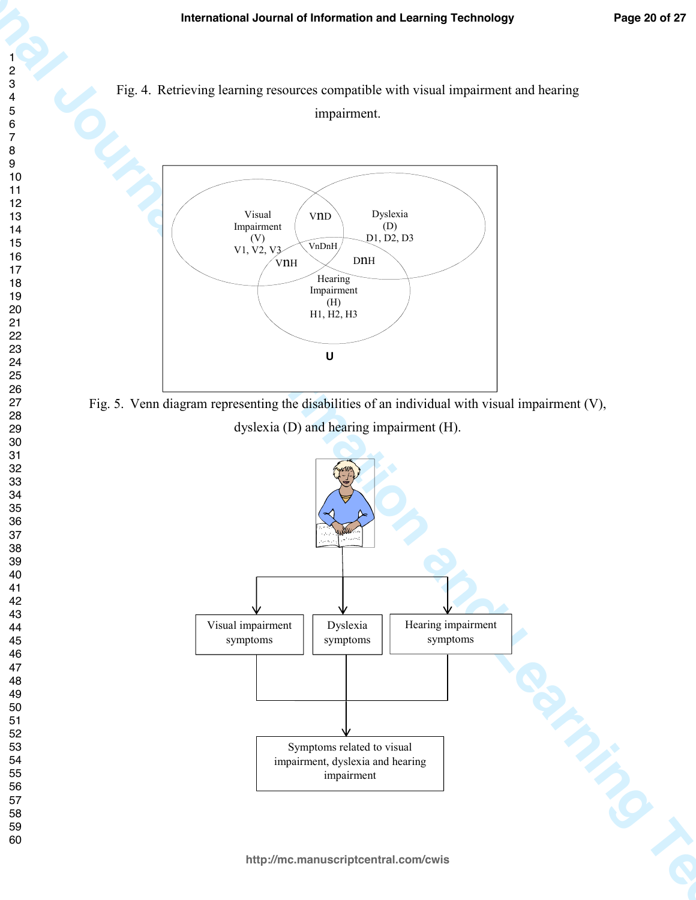Fig. 4. Retrieving learning resources compatible with visual impairment and hearing impairment.

Fig. 5. Venn diagram representing the disabilities of an individual with visual impairment (V), dyslexia (D) and hearing impairment (H).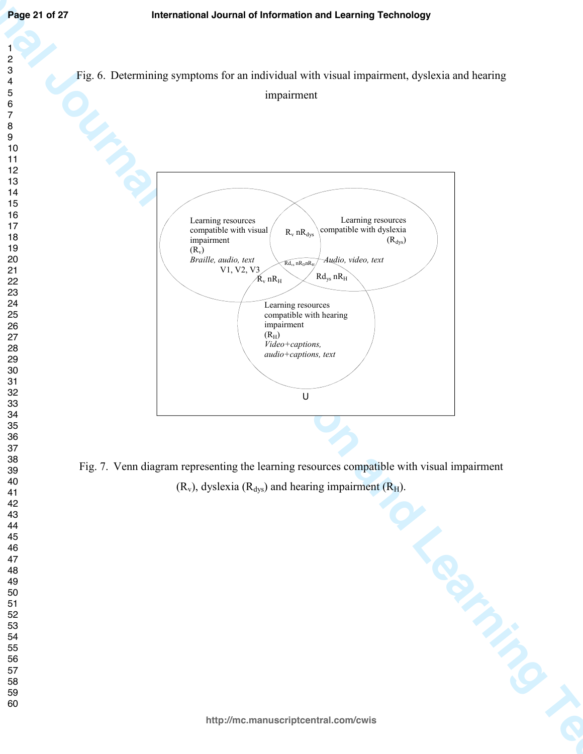Fig. 6. Determining symptoms for an individual with visual impairment, dyslexia and hearing impairment

Learning resources compatible with visual impairment ($R_v$)
*Braille, audio, text*
V1, V2, V3

$R_v$ n$R_{dys}$

Learning resources compatible with dyslexia ($R_{dys}$)
*Audio, video, text*

$Rd_{ys}$ n$R_D$n$R_H$

$R_v$ n$R_H$

$Rd_{ys}$ n$R_H$

Learning resources compatible with hearing impairment ($R_H$)
*Video+captions, audio+captions, text*

U

Fig. 7. Venn diagram representing the learning resources compatible with visual impairment ($R_v$), dyslexia ($R_{dys}$) and hearing impairment ($R_H$).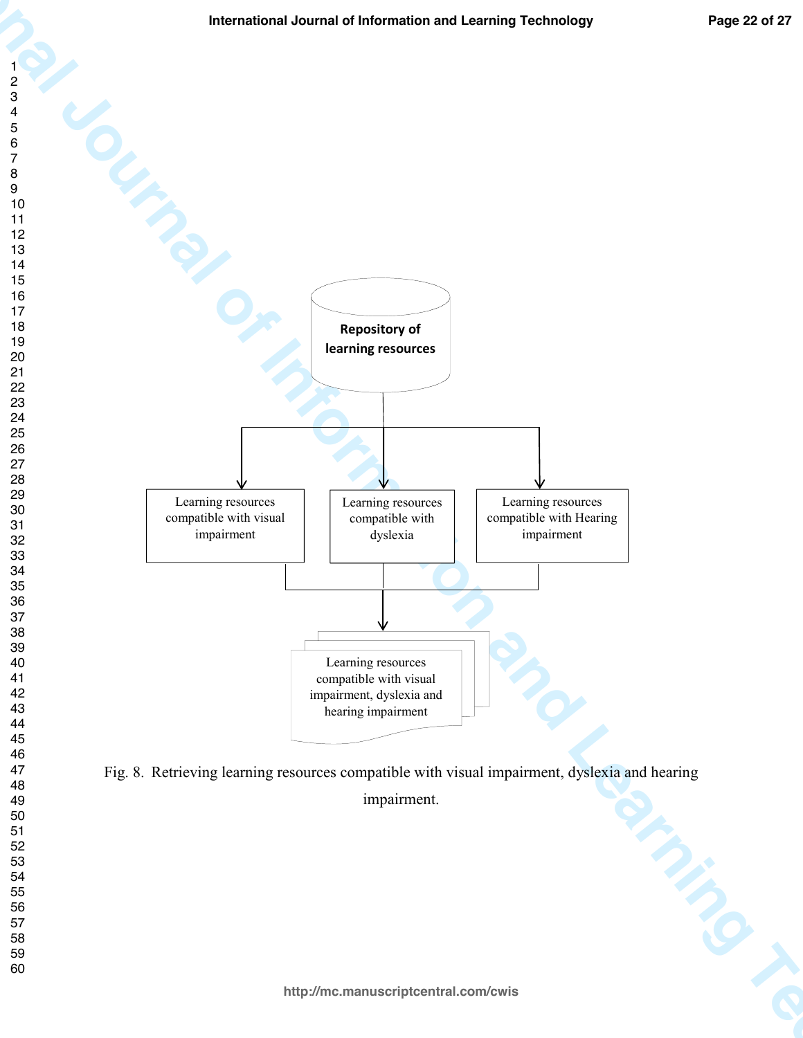Repository of learning resources

Learning resources compatible with visual impairment

Learning resources compatible with dyslexia

Learning resources compatible with Hearing impairment

Learning resources compatible with visual impairment, dyslexia and hearing impairment

Fig. 8. Retrieving learning resources compatible with visual impairment, dyslexia and hearing impairment.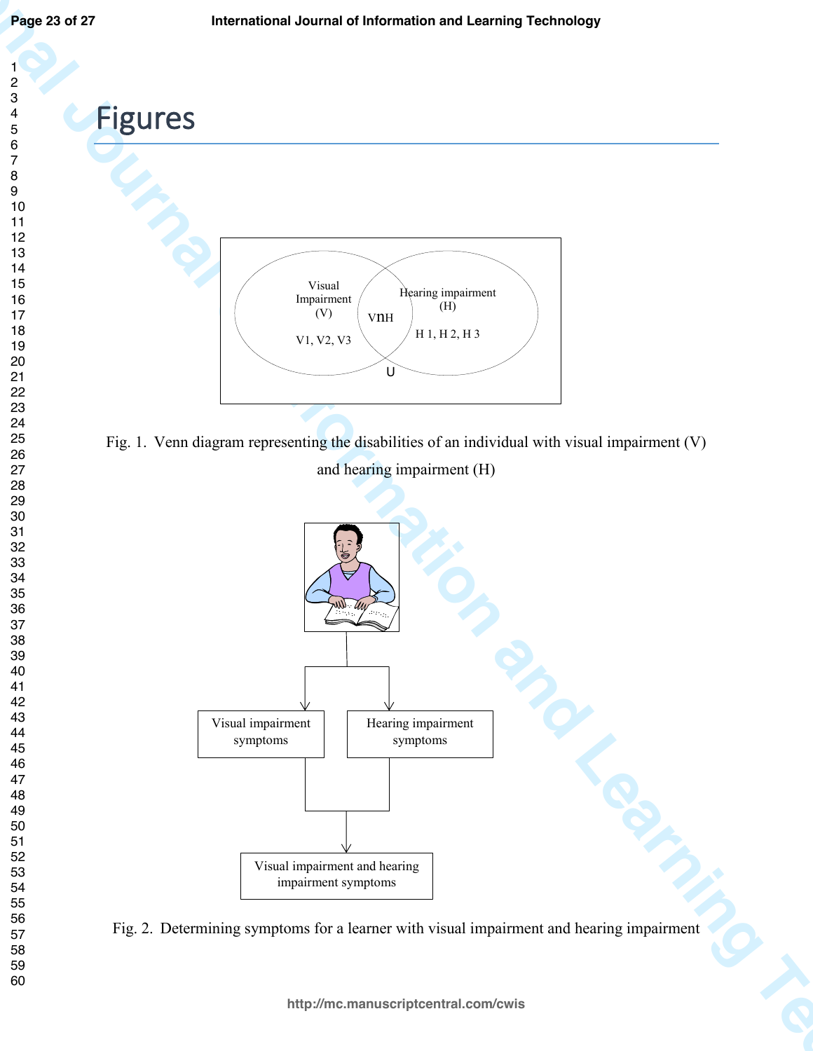# Figures

Fig. 1. Venn diagram representing the disabilities of an individual with visual impairment (V) and hearing impairment (H)

Fig. 2. Determining symptoms for a learner with visual impairment and hearing impairment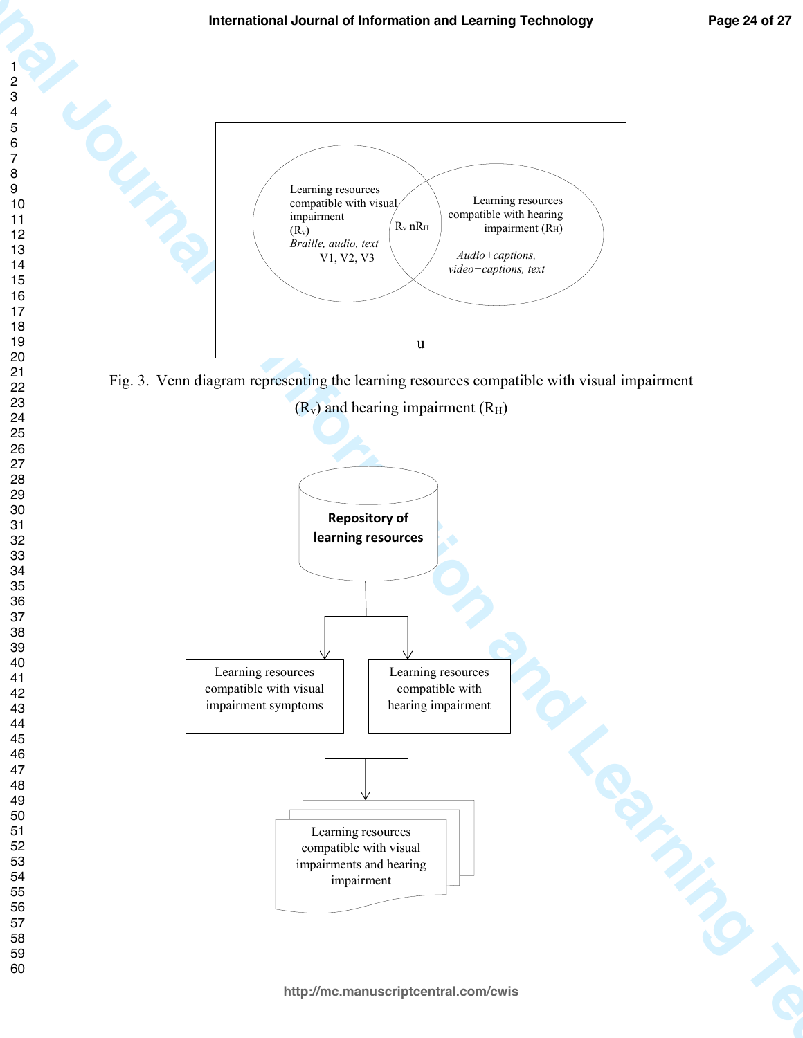Learning resources compatible with visual impairment ($R_v$)

*Braille, audio, text*

V1, V2, V3

$R_v \cap R_H$

Learning resources compatible with hearing impairment ($R_H$)

*Audio+captions, video+captions, text*

u

Fig. 3. Venn diagram representing the learning resources compatible with visual impairment ($R_v$) and hearing impairment ($R_H$)

**Repository of learning resources**

Learning resources compatible with visual impairment symptoms

Learning resources compatible with hearing impairment

Learning resources compatible with visual impairments and hearing impairment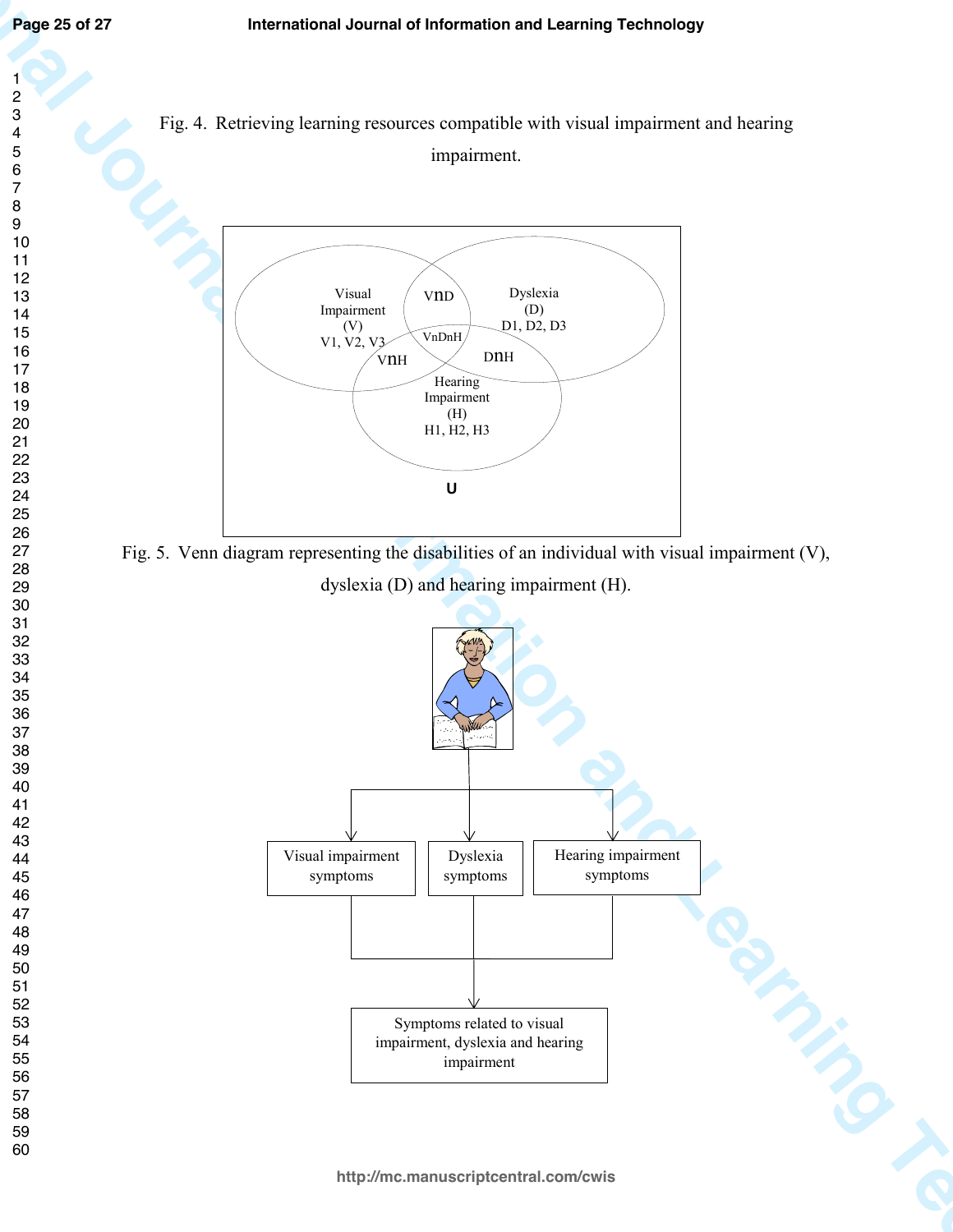Fig. 4. Retrieving learning resources compatible with visual impairment and hearing impairment.

Fig. 5. Venn diagram representing the disabilities of an individual with visual impairment (V), dyslexia (D) and hearing impairment (H).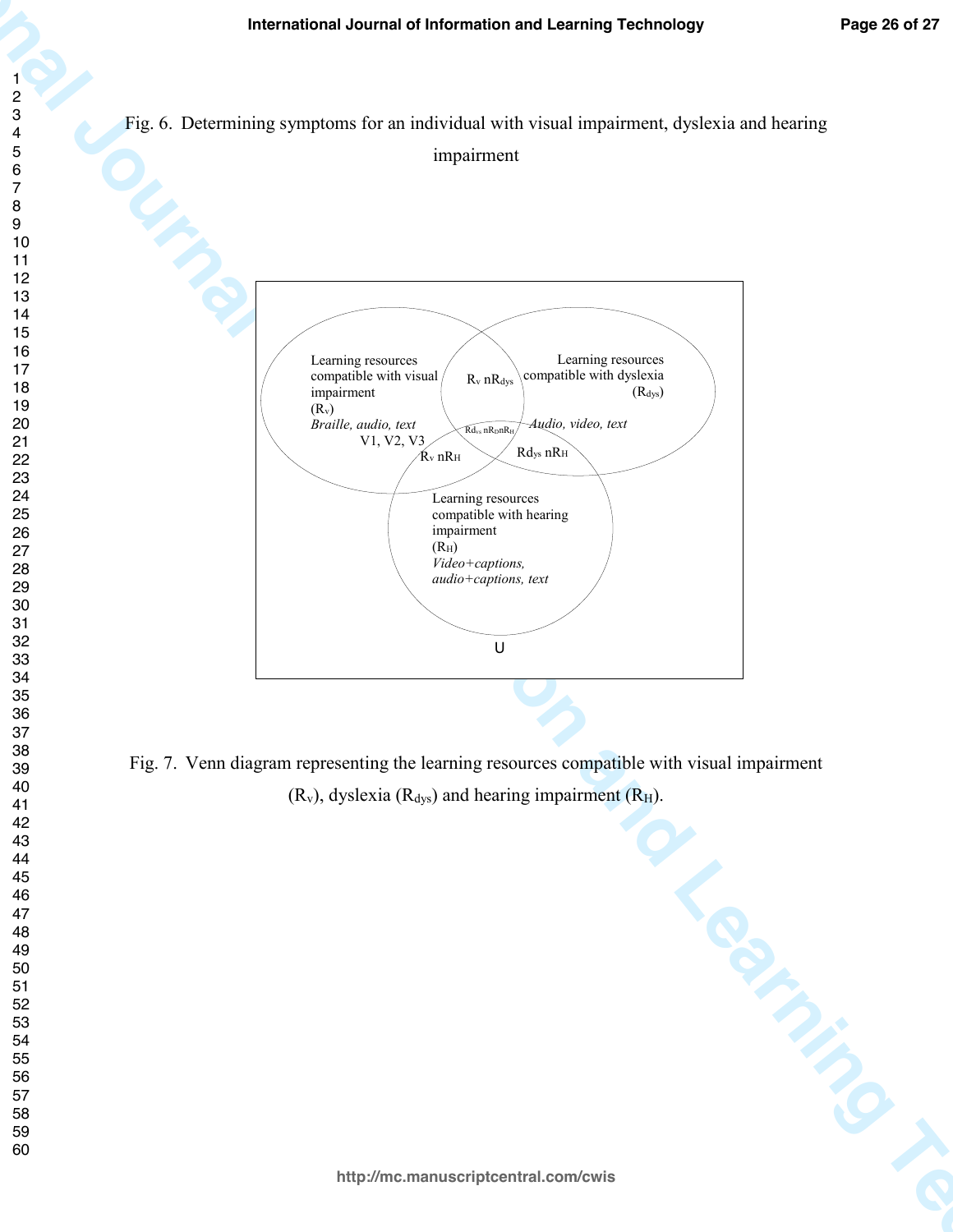Fig. 6. Determining symptoms for an individual with visual impairment, dyslexia and hearing impairment

Learning resources compatible with visual impairment ($R_v$)
*Braille, audio, text*
V1, V2, V3

$R_v \cap R_{dys}$

Learning resources compatible with dyslexia ($R_{dys}$)
*Audio, video, text*

$R_{dys} \cap R_D \cap R_H$

$R_v \cap R_H$

$R_{dys} \cap R_H$

Learning resources compatible with hearing impairment ($R_H$)
*Video+captions, audio+captions, text*

U

Fig. 7. Venn diagram representing the learning resources compatible with visual impairment ($R_v$), dyslexia ($R_{dys}$) and hearing impairment ($R_H$).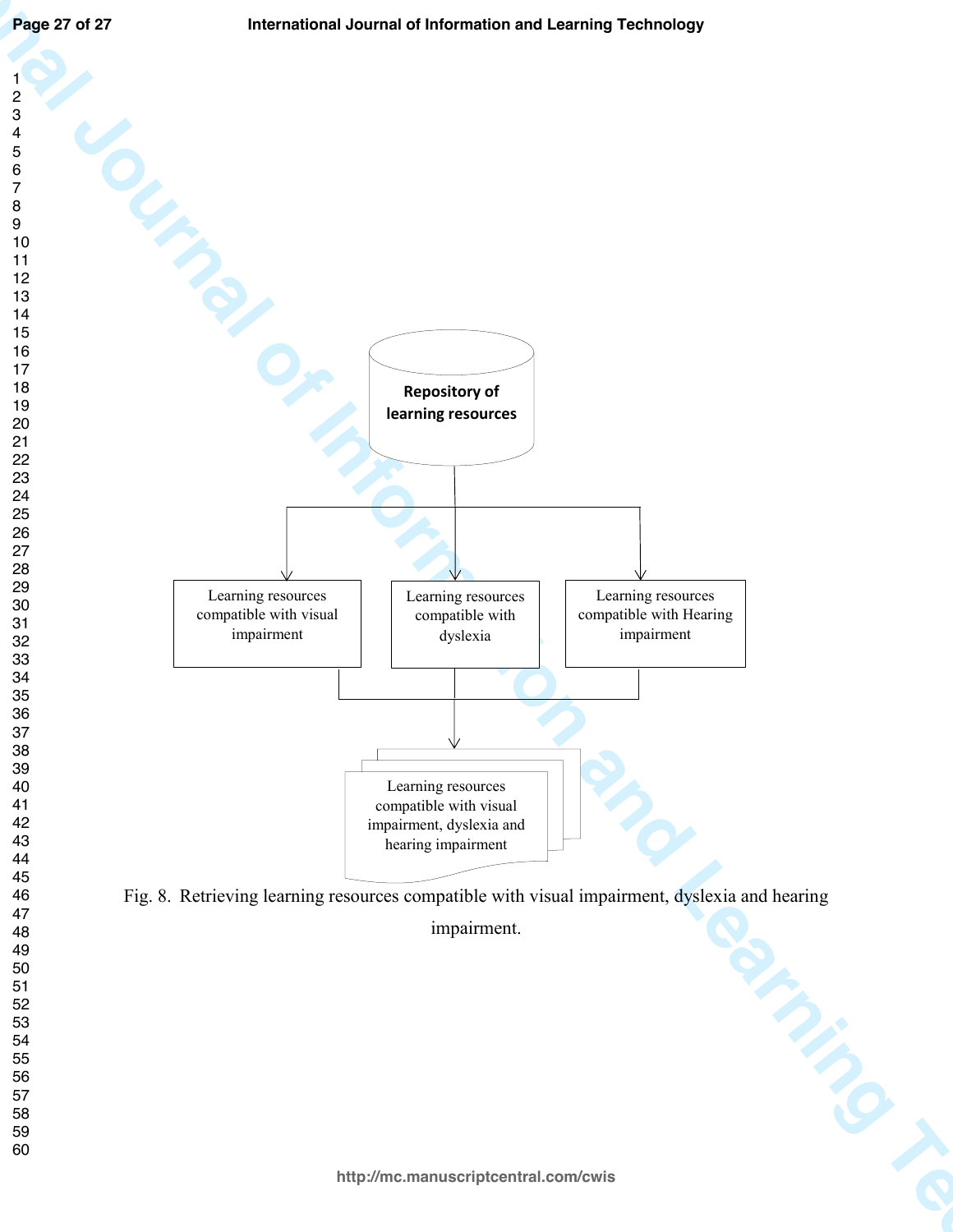Repository of learning resources

Learning resources compatible with visual impairment

Learning resources compatible with dyslexia

Learning resources compatible with Hearing impairment

Learning resources compatible with visual impairment, dyslexia and hearing impairment

Fig. 8. Retrieving learning resources compatible with visual impairment, dyslexia and hearing impairment.